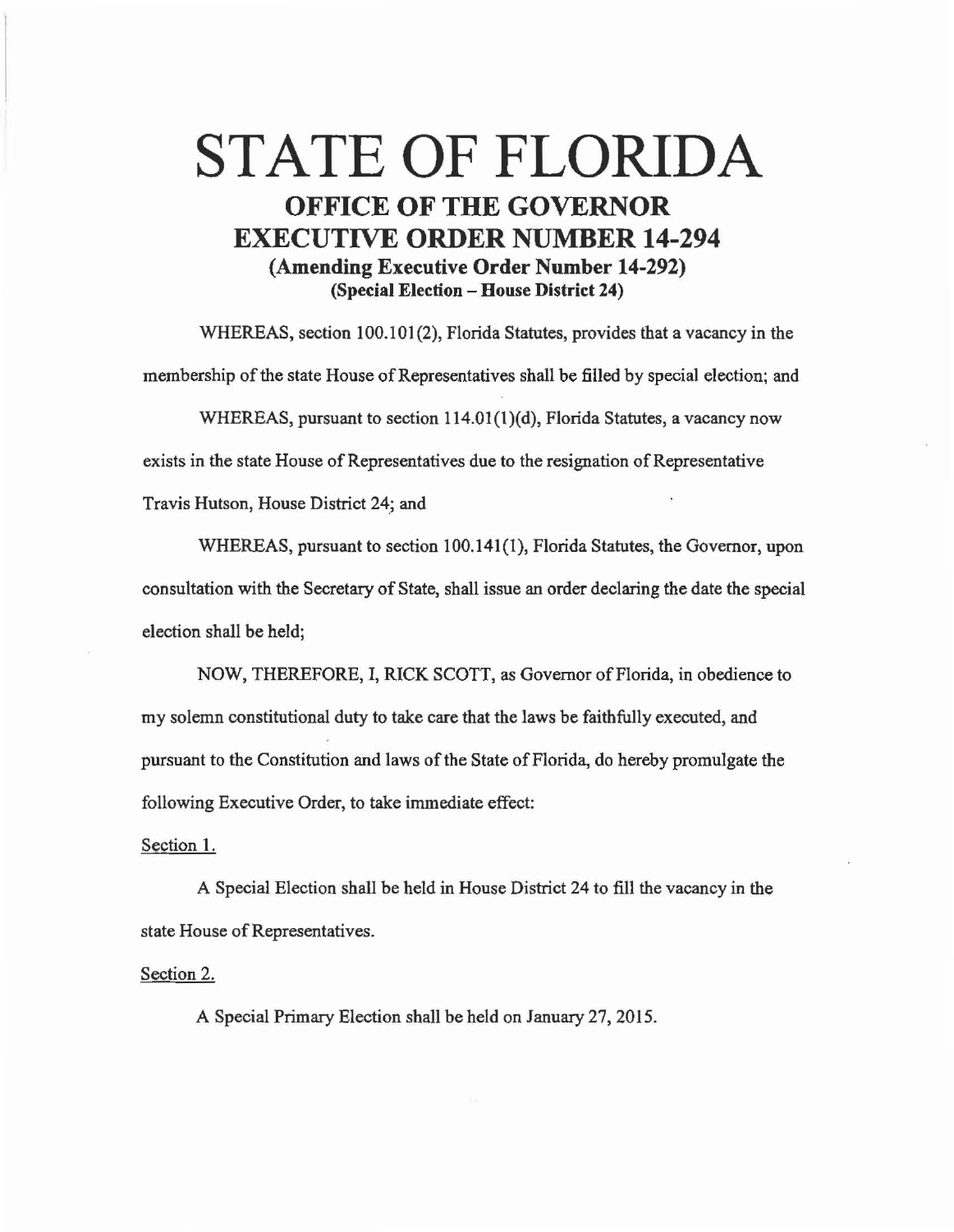# STATE OF FLORIDA

## OFFICE OF THE GOVERNOR
## EXECUTIVE ORDER NUMBER 14-294
### (Amending Executive Order Number 14-292)
### (Special Election – House District 24)

WHEREAS, section 100.101(2), Florida Statutes, provides that a vacancy in the membership of the state House of Representatives shall be filled by special election; and

WHEREAS, pursuant to section 114.01(1)(d), Florida Statutes, a vacancy now exists in the state House of Representatives due to the resignation of Representative Travis Hutson, House District 24; and

WHEREAS, pursuant to section 100.141(1), Florida Statutes, the Governor, upon consultation with the Secretary of State, shall issue an order declaring the date the special election shall be held;

NOW, THEREFORE, I, RICK SCOTT, as Governor of Florida, in obedience to my solemn constitutional duty to take care that the laws be faithfully executed, and pursuant to the Constitution and laws of the State of Florida, do hereby promulgate the following Executive Order, to take immediate effect:

Section 1.

A Special Election shall be held in House District 24 to fill the vacancy in the state House of Representatives.

Section 2.

A Special Primary Election shall be held on January 27, 2015.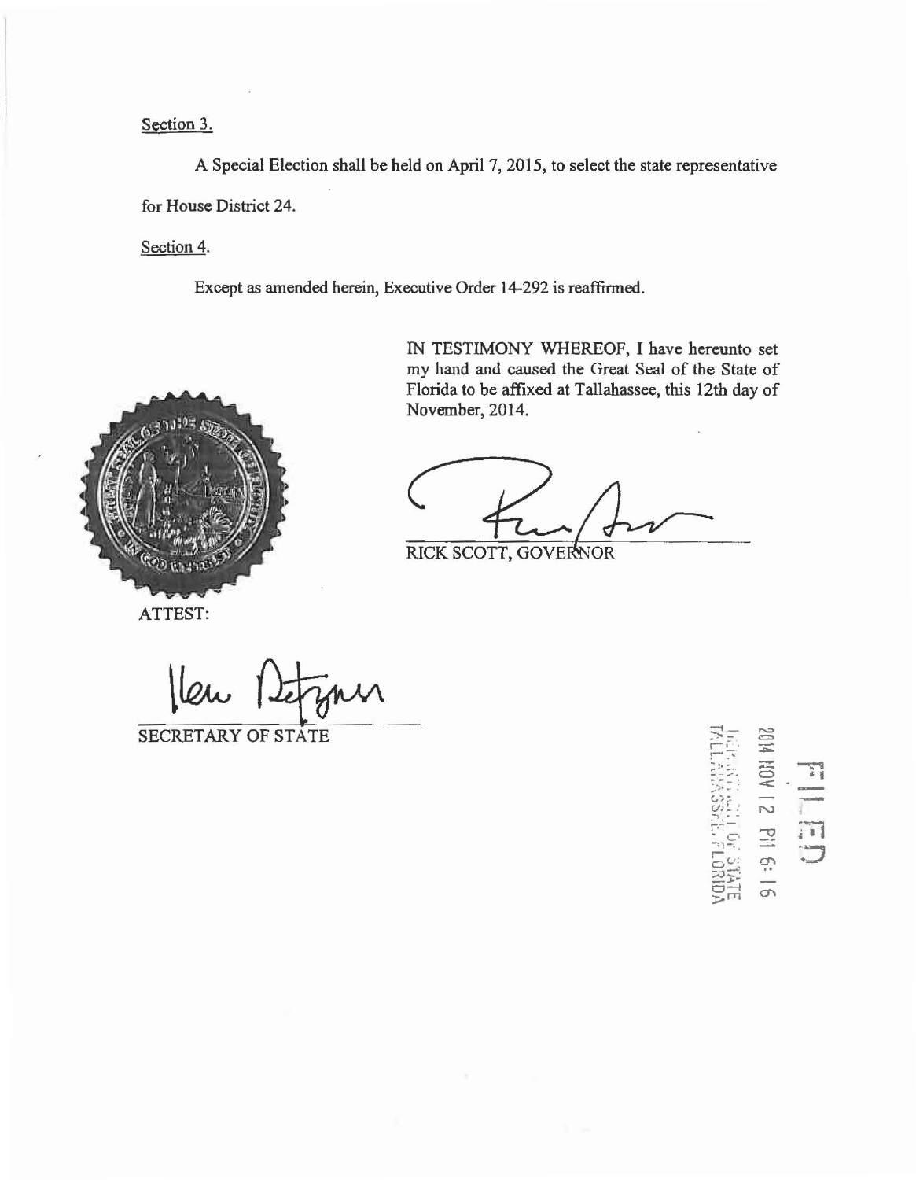Section 3.

A Special Election shall be held on April 7, 2015, to select the state representative for House District 24.

Section 4.

Except as amended herein, Executive Order 14-292 is reaffirmed.

IN TESTIMONY WHEREOF, I have hereunto set my hand and caused the Great Seal of the State of Florida to be affixed at Tallahassee, this 12th day of November, 2014.

RICK SCOTT, GOVERNOR

ATTEST:

SECRETARY OF STATE

FILED

2014 NOV 12 PM 6:16

DEPARTMENT OF STATE
TALLAHASSEE, FLORIDA